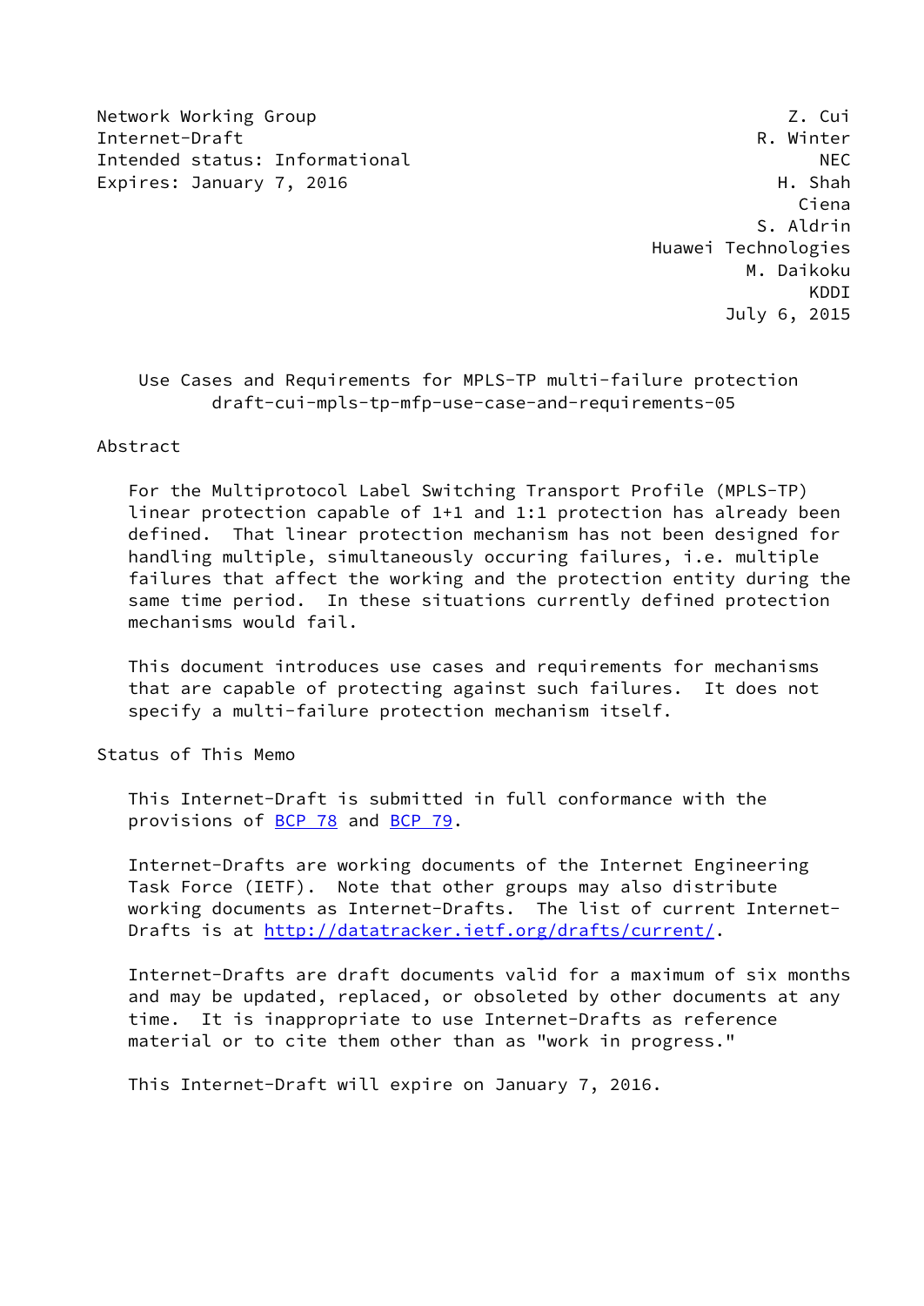Network Working Group Z. Cui
Internet-Draft R. Winter
Intended status: Informational NEC
Expires: January 7, 2016 H. Shah
Ciena
S. Aldrin
Huawei Technologies
M. Daikoku
KDDI
July 6, 2015

# Use Cases and Requirements for MPLS-TP multi-failure protection
draft-cui-mpls-tp-mfp-use-case-and-requirements-05

## Abstract

For the Multiprotocol Label Switching Transport Profile (MPLS-TP) linear protection capable of 1+1 and 1:1 protection has already been defined. That linear protection mechanism has not been designed for handling multiple, simultaneously occuring failures, i.e. multiple failures that affect the working and the protection entity during the same time period. In these situations currently defined protection mechanisms would fail.

This document introduces use cases and requirements for mechanisms that are capable of protecting against such failures. It does not specify a multi-failure protection mechanism itself.

## Status of This Memo

This Internet-Draft is submitted in full conformance with the provisions of BCP 78 and BCP 79.

Internet-Drafts are working documents of the Internet Engineering Task Force (IETF). Note that other groups may also distribute working documents as Internet-Drafts. The list of current Internet-Drafts is at http://datatracker.ietf.org/drafts/current/.

Internet-Drafts are draft documents valid for a maximum of six months and may be updated, replaced, or obsoleted by other documents at any time. It is inappropriate to use Internet-Drafts as reference material or to cite them other than as "work in progress."

This Internet-Draft will expire on January 7, 2016.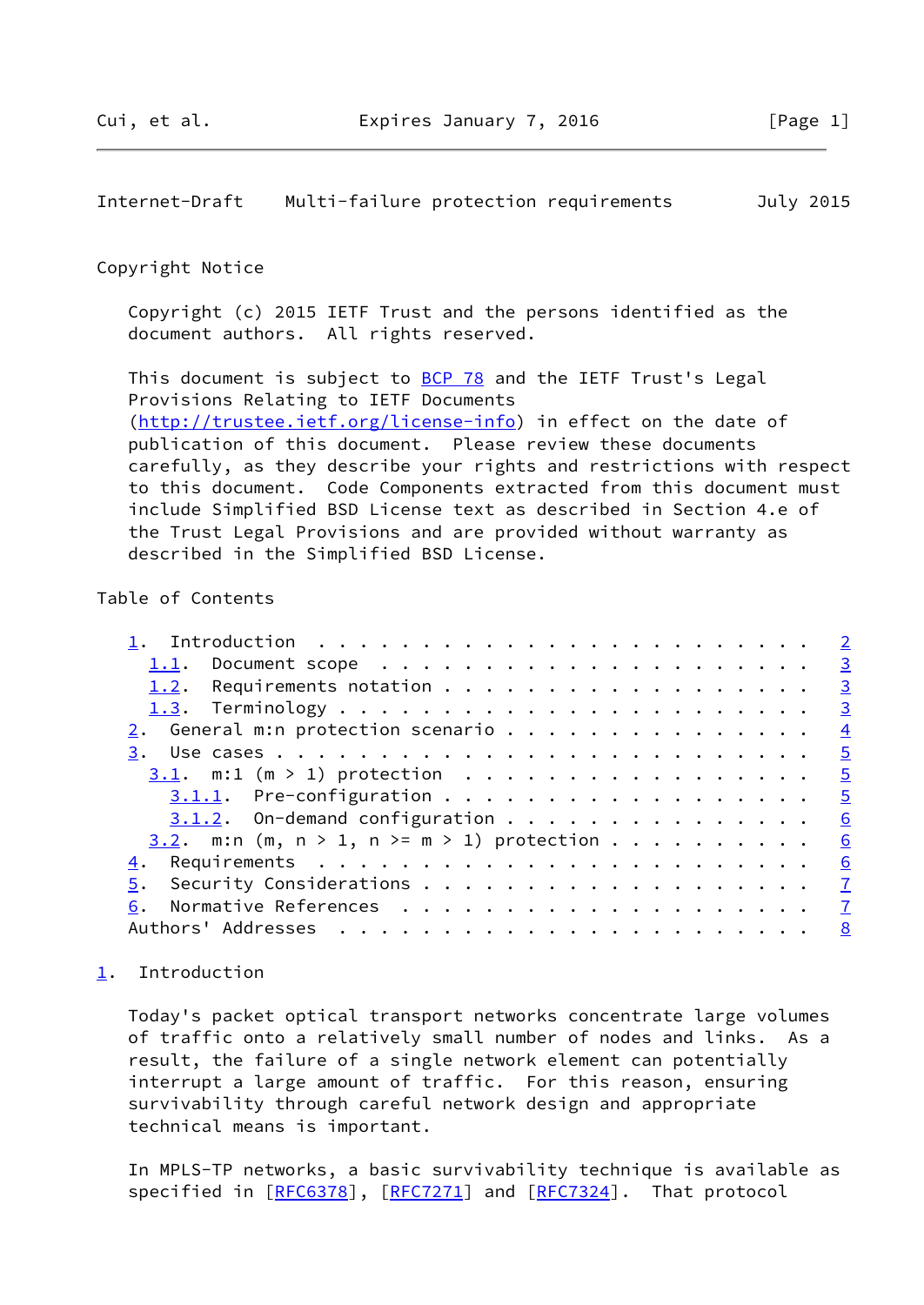## Copyright Notice

Copyright (c) 2015 IETF Trust and the persons identified as the document authors. All rights reserved.

This document is subject to BCP 78 and the IETF Trust's Legal Provisions Relating to IETF Documents (http://trustee.ietf.org/license-info) in effect on the date of publication of this document. Please review these documents carefully, as they describe your rights and restrictions with respect to this document. Code Components extracted from this document must include Simplified BSD License text as described in Section 4.e of the Trust Legal Provisions and are provided without warranty as described in the Simplified BSD License.

## Table of Contents

```
   1.  Introduction . . . . . . . . . . . . . . . . . . . . . . . .   2
     1.1.  Document scope . . . . . . . . . . . . . . . . . . . . .   3
     1.2.  Requirements notation . . . . . . . . . . . . . . . . . .   3
     1.3.  Terminology . . . . . . . . . . . . . . . . . . . . . . .   3
   2.  General m:n protection scenario . . . . . . . . . . . . . . .   4
   3.  Use cases . . . . . . . . . . . . . . . . . . . . . . . . . .   5
     3.1.  m:1 (m > 1) protection  . . . . . . . . . . . . . . . . .   5
       3.1.1.  Pre-configuration . . . . . . . . . . . . . . . . . .   5
       3.1.2.  On-demand configuration . . . . . . . . . . . . . . .   6
     3.2.  m:n (m, n > 1, n >= m > 1) protection . . . . . . . . . .   6
   4.  Requirements  . . . . . . . . . . . . . . . . . . . . . . . .   6
   5.  Security Considerations . . . . . . . . . . . . . . . . . . .   7
   6.  Normative References  . . . . . . . . . . . . . . . . . . . .   7
   Authors' Addresses  . . . . . . . . . . . . . . . . . . . . . . .   8
```

## 1. Introduction

Today's packet optical transport networks concentrate large volumes of traffic onto a relatively small number of nodes and links. As a result, the failure of a single network element can potentially interrupt a large amount of traffic. For this reason, ensuring survivability through careful network design and appropriate technical means is important.

In MPLS-TP networks, a basic survivability technique is available as specified in [RFC6378], [RFC7271] and [RFC7324]. That protocol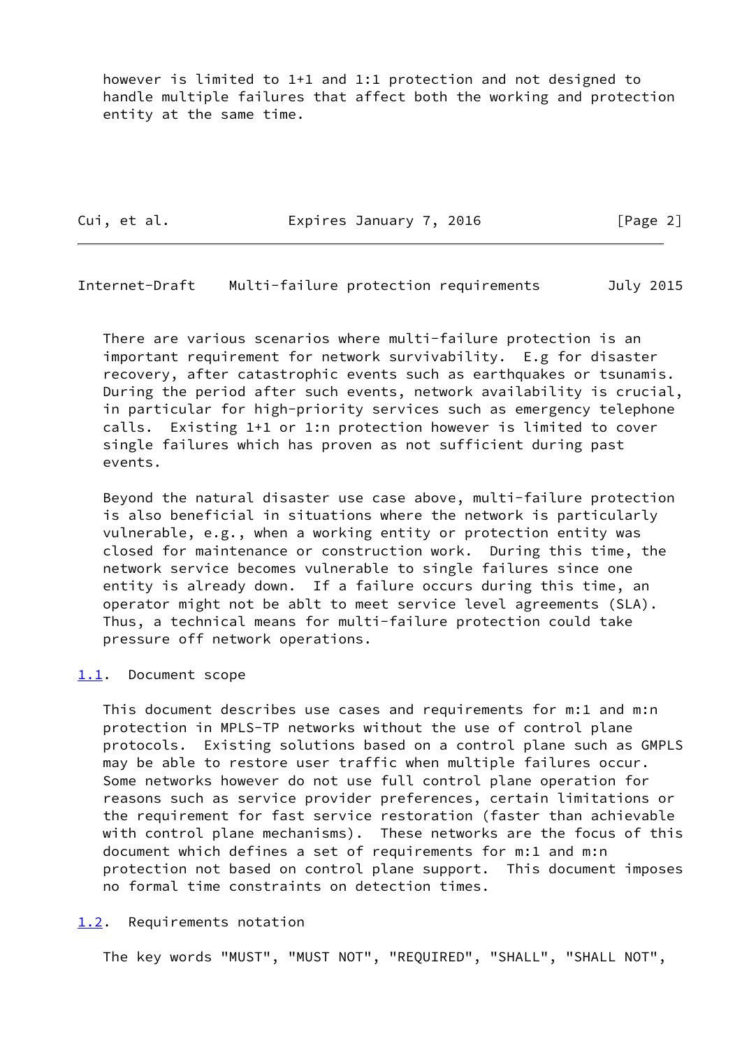however is limited to 1+1 and 1:1 protection and not designed to handle multiple failures that affect both the working and protection entity at the same time.

There are various scenarios where multi-failure protection is an important requirement for network survivability. E.g for disaster recovery, after catastrophic events such as earthquakes or tsunamis. During the period after such events, network availability is crucial, in particular for high-priority services such as emergency telephone calls. Existing 1+1 or 1:n protection however is limited to cover single failures which has proven as not sufficient during past events.

Beyond the natural disaster use case above, multi-failure protection is also beneficial in situations where the network is particularly vulnerable, e.g., when a working entity or protection entity was closed for maintenance or construction work. During this time, the network service becomes vulnerable to single failures since one entity is already down. If a failure occurs during this time, an operator might not be ablt to meet service level agreements (SLA). Thus, a technical means for multi-failure protection could take pressure off network operations.

### 1.1. Document scope

This document describes use cases and requirements for m:1 and m:n protection in MPLS-TP networks without the use of control plane protocols. Existing solutions based on a control plane such as GMPLS may be able to restore user traffic when multiple failures occur. Some networks however do not use full control plane operation for reasons such as service provider preferences, certain limitations or the requirement for fast service restoration (faster than achievable with control plane mechanisms). These networks are the focus of this document which defines a set of requirements for m:1 and m:n protection not based on control plane support. This document imposes no formal time constraints on detection times.

### 1.2. Requirements notation

The key words "MUST", "MUST NOT", "REQUIRED", "SHALL", "SHALL NOT",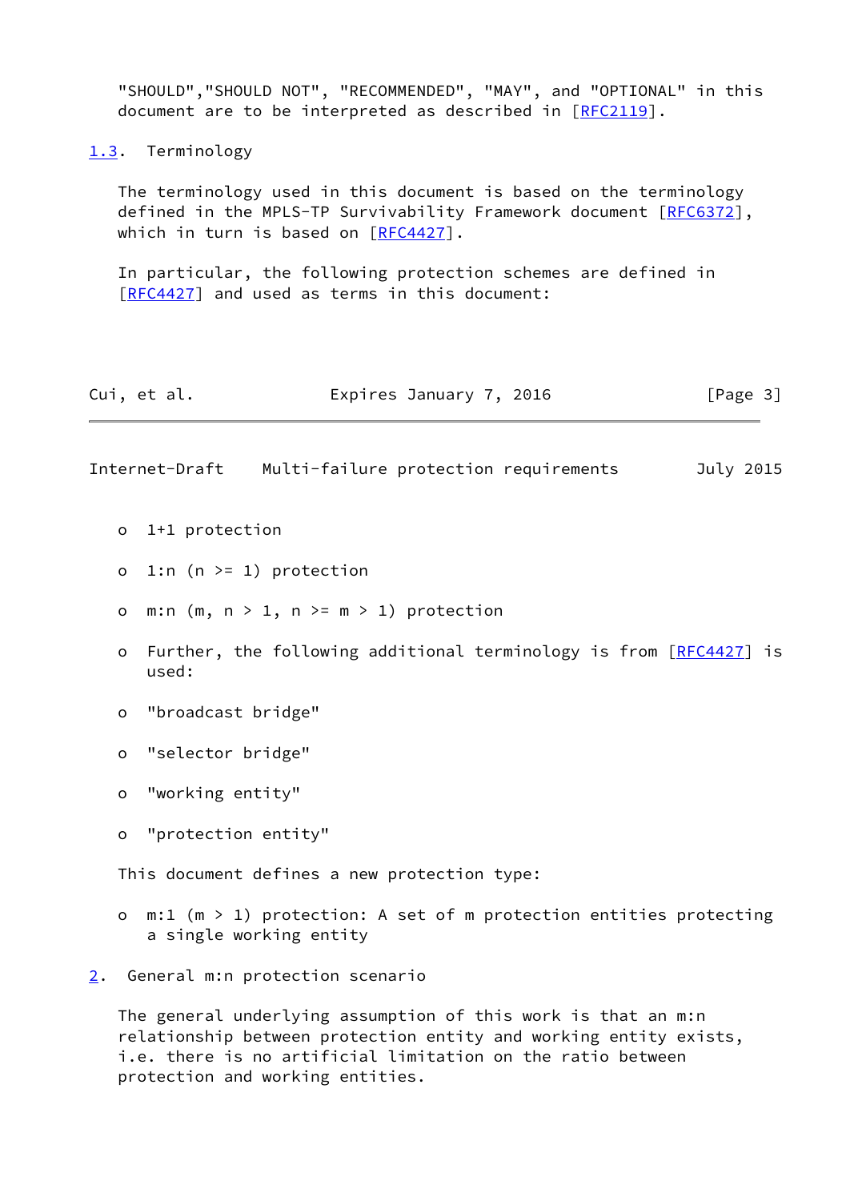"SHOULD","SHOULD NOT", "RECOMMENDED", "MAY", and "OPTIONAL" in this document are to be interpreted as described in [RFC2119].

### 1.3. Terminology

The terminology used in this document is based on the terminology defined in the MPLS-TP Survivability Framework document [RFC6372], which in turn is based on [RFC4427].

In particular, the following protection schemes are defined in [RFC4427] and used as terms in this document:

- 1+1 protection
- 1:n (n >= 1) protection
- m:n (m, n > 1, n >= m > 1) protection
- Further, the following additional terminology is from [RFC4427] is used:
- "broadcast bridge"
- "selector bridge"
- "working entity"
- "protection entity"

This document defines a new protection type:

- m:1 (m > 1) protection: A set of m protection entities protecting a single working entity

## 2. General m:n protection scenario

The general underlying assumption of this work is that an m:n relationship between protection entity and working entity exists, i.e. there is no artificial limitation on the ratio between protection and working entities.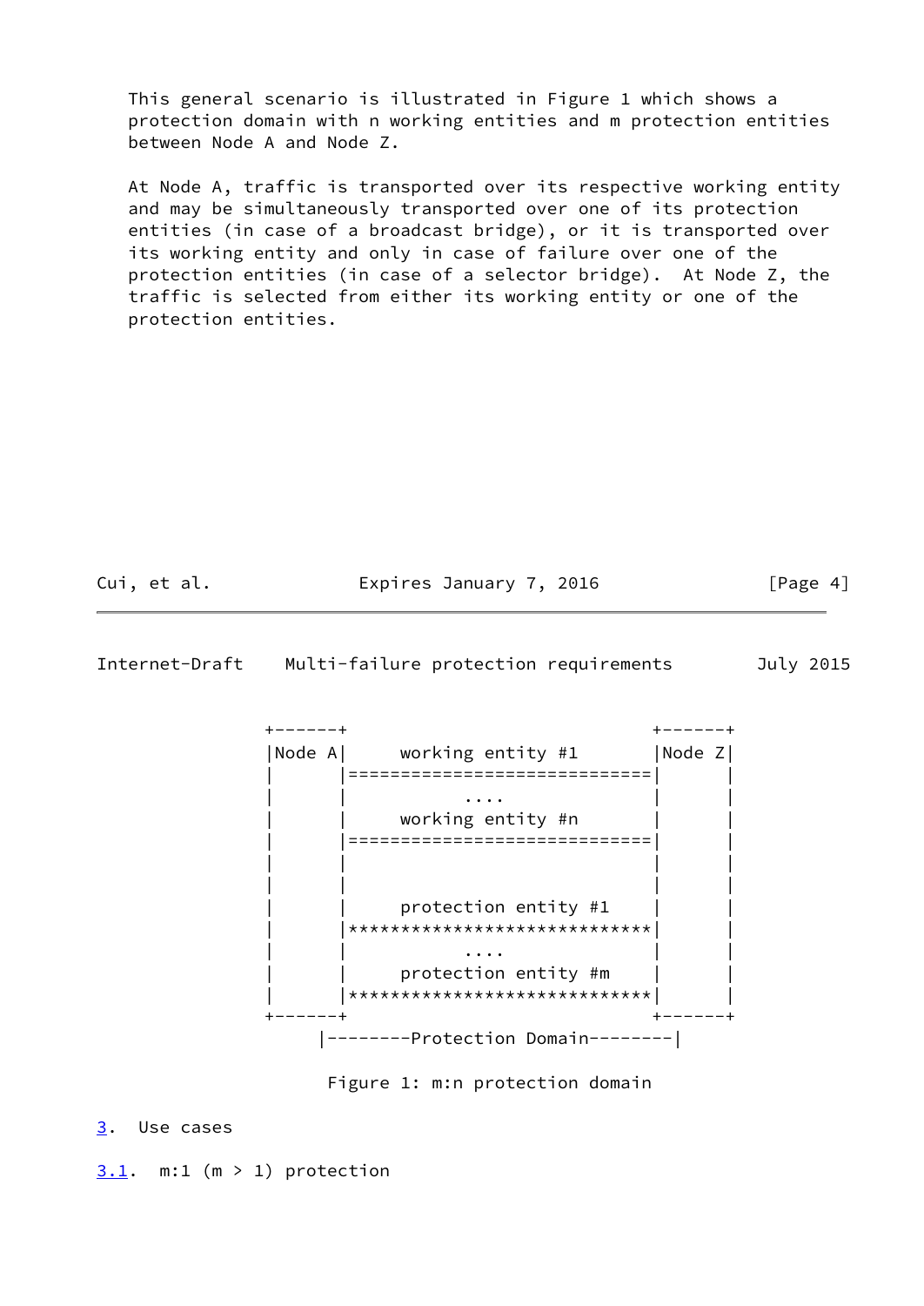This general scenario is illustrated in Figure 1 which shows a protection domain with n working entities and m protection entities between Node A and Node Z.

At Node A, traffic is transported over its respective working entity and may be simultaneously transported over one of its protection entities (in case of a broadcast bridge), or it is transported over its working entity and only in case of failure over one of the protection entities (in case of a selector bridge). At Node Z, the traffic is selected from either its working entity or one of the protection entities.

```
+-------+                             +-------+
|Node A|      working entity #1       |Node Z|
|       |============================|       |
|       |            ....            |       |
|       |     working entity #n      |       |
|       |============================|       |
|       |                            |       |
|       |                            |       |
|       |     protection entity #1   |       |
|       |****************************|       |
|       |            ....            |       |
|       |     protection entity #m   |       |
|       |****************************|       |
+-------+                             +-------+
     |--------Protection Domain--------|
```

Figure 1: m:n protection domain

## 3. Use cases

### 3.1. m:1 (m > 1) protection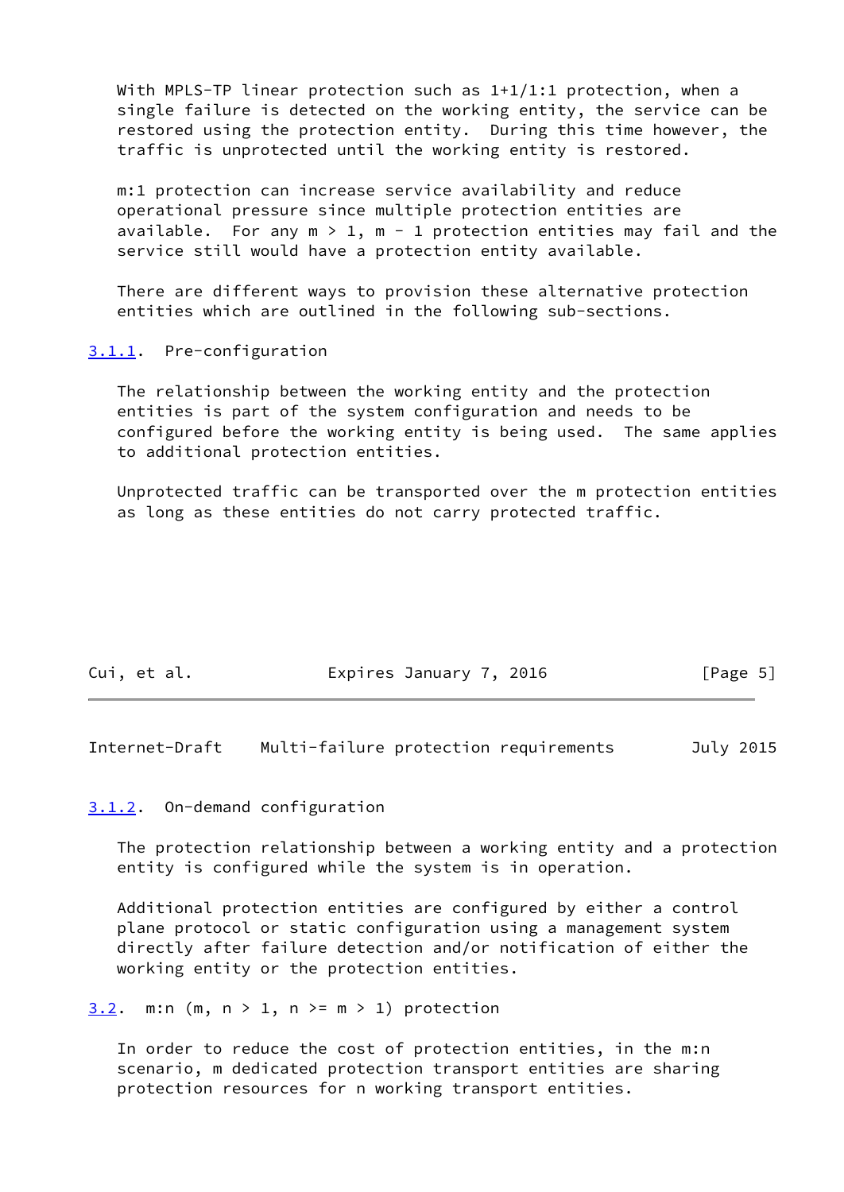With MPLS-TP linear protection such as 1+1/1:1 protection, when a single failure is detected on the working entity, the service can be restored using the protection entity. During this time however, the traffic is unprotected until the working entity is restored.

m:1 protection can increase service availability and reduce operational pressure since multiple protection entities are available. For any $m > 1$, $m - 1$ protection entities may fail and the service still would have a protection entity available.

There are different ways to provision these alternative protection entities which are outlined in the following sub-sections.

### 3.1.1. Pre-configuration

The relationship between the working entity and the protection entities is part of the system configuration and needs to be configured before the working entity is being used. The same applies to additional protection entities.

Unprotected traffic can be transported over the m protection entities as long as these entities do not carry protected traffic.

### 3.1.2. On-demand configuration

The protection relationship between a working entity and a protection entity is configured while the system is in operation.

Additional protection entities are configured by either a control plane protocol or static configuration using a management system directly after failure detection and/or notification of either the working entity or the protection entities.

## 3.2. m:n ($m, n > 1$, $n \geq m > 1$) protection

In order to reduce the cost of protection entities, in the m:n scenario, m dedicated protection transport entities are sharing protection resources for n working transport entities.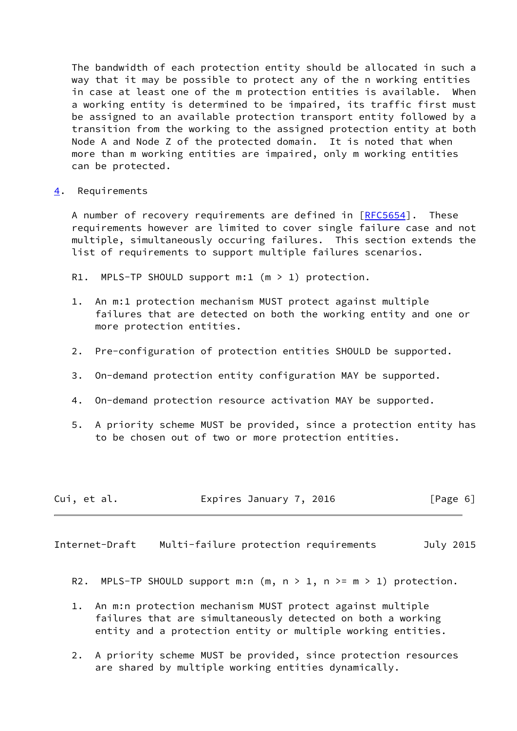The bandwidth of each protection entity should be allocated in such a way that it may be possible to protect any of the n working entities in case at least one of the m protection entities is available. When a working entity is determined to be impaired, its traffic first must be assigned to an available protection transport entity followed by a transition from the working to the assigned protection entity at both Node A and Node Z of the protected domain. It is noted that when more than m working entities are impaired, only m working entities can be protected.

## 4. Requirements

A number of recovery requirements are defined in [RFC5654]. These requirements however are limited to cover single failure case and not multiple, simultaneously occuring failures. This section extends the list of requirements to support multiple failures scenarios.

R1. MPLS-TP SHOULD support m:1 ($m > 1$) protection.

1. An m:1 protection mechanism MUST protect against multiple failures that are detected on both the working entity and one or more protection entities.

2. Pre-configuration of protection entities SHOULD be supported.

3. On-demand protection entity configuration MAY be supported.

4. On-demand protection resource activation MAY be supported.

5. A priority scheme MUST be provided, since a protection entity has to be chosen out of two or more protection entities.

R2. MPLS-TP SHOULD support m:n ($m, n > 1$, $n >= m > 1$) protection.

1. An m:n protection mechanism MUST protect against multiple failures that are simultaneously detected on both a working entity and a protection entity or multiple working entities.

2. A priority scheme MUST be provided, since protection resources are shared by multiple working entities dynamically.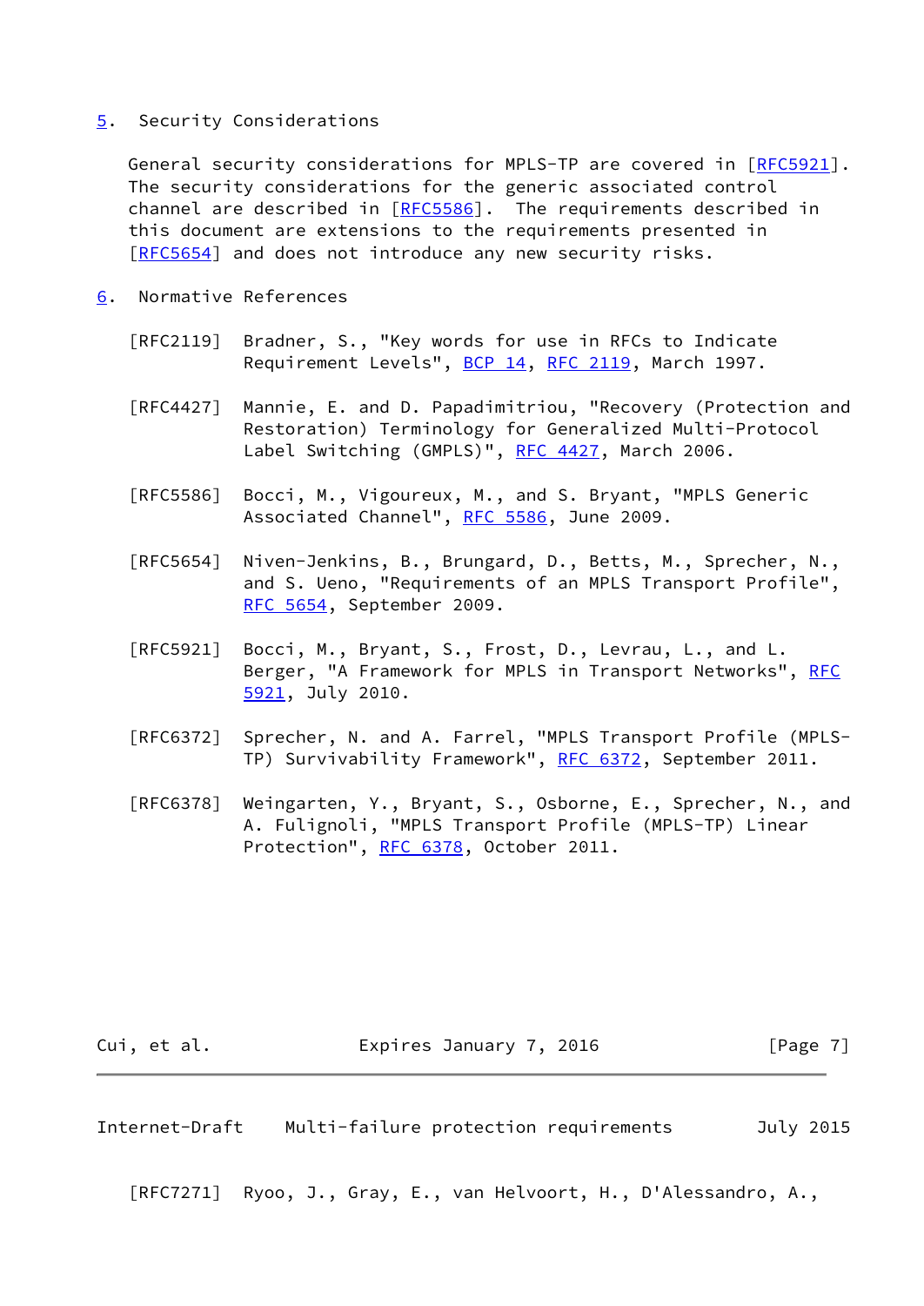## 5. Security Considerations

General security considerations for MPLS-TP are covered in [RFC5921]. The security considerations for the generic associated control channel are described in [RFC5586]. The requirements described in this document are extensions to the requirements presented in [RFC5654] and does not introduce any new security risks.

## 6. Normative References

[RFC2119] Bradner, S., "Key words for use in RFCs to Indicate Requirement Levels", BCP 14, RFC 2119, March 1997.

[RFC4427] Mannie, E. and D. Papadimitriou, "Recovery (Protection and Restoration) Terminology for Generalized Multi-Protocol Label Switching (GMPLS)", RFC 4427, March 2006.

[RFC5586] Bocci, M., Vigoureux, M., and S. Bryant, "MPLS Generic Associated Channel", RFC 5586, June 2009.

[RFC5654] Niven-Jenkins, B., Brungard, D., Betts, M., Sprecher, N., and S. Ueno, "Requirements of an MPLS Transport Profile", RFC 5654, September 2009.

[RFC5921] Bocci, M., Bryant, S., Frost, D., Levrau, L., and L. Berger, "A Framework for MPLS in Transport Networks", RFC 5921, July 2010.

[RFC6372] Sprecher, N. and A. Farrel, "MPLS Transport Profile (MPLS-TP) Survivability Framework", RFC 6372, September 2011.

[RFC6378] Weingarten, Y., Bryant, S., Osborne, E., Sprecher, N., and A. Fulignoli, "MPLS Transport Profile (MPLS-TP) Linear Protection", RFC 6378, October 2011.

[RFC7271] Ryoo, J., Gray, E., van Helvoort, H., D'Alessandro, A.,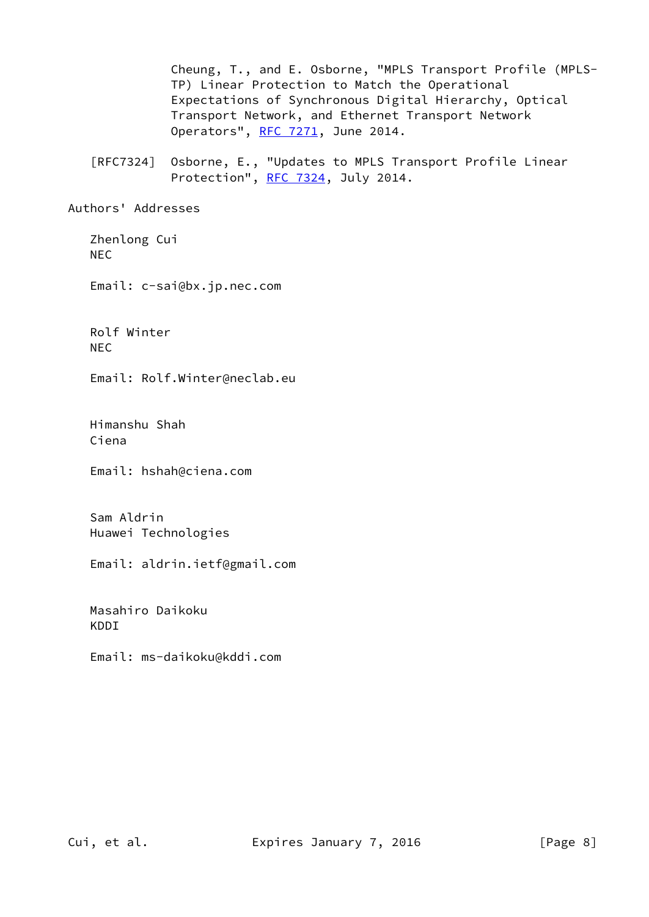Cheung, T., and E. Osborne, "MPLS Transport Profile (MPLS-TP) Linear Protection to Match the Operational Expectations of Synchronous Digital Hierarchy, Optical Transport Network, and Ethernet Transport Network Operators", RFC 7271, June 2014.

[RFC7324] Osborne, E., "Updates to MPLS Transport Profile Linear Protection", RFC 7324, July 2014.

## Authors' Addresses

Zhenlong Cui
NEC

Email: c-sai@bx.jp.nec.com

Rolf Winter
NEC

Email: Rolf.Winter@neclab.eu

Himanshu Shah
Ciena

Email: hshah@ciena.com

Sam Aldrin
Huawei Technologies

Email: aldrin.ietf@gmail.com

Masahiro Daikoku
KDDI

Email: ms-daikoku@kddi.com